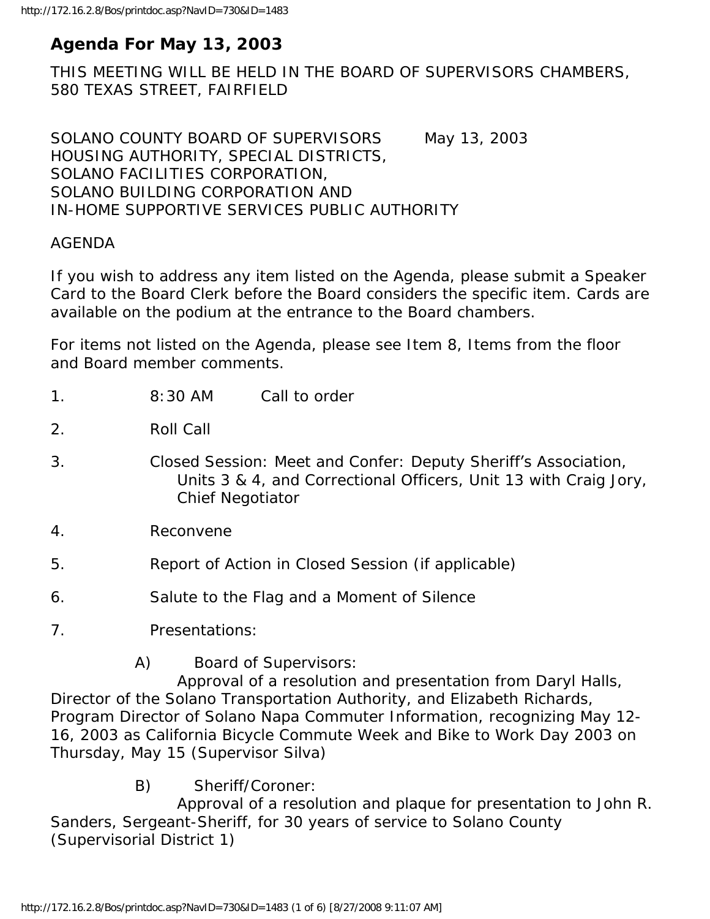# Agenda For May 13, 2003

THIS MEETING WILL BE HELD IN THE BOARD OF SUPERVISORS CHAMBERS, 580 TEXAS STREET, FAIRFIELD

SOLANO COUNTY BOARD OF SUPERVISORS May 13, 2003
HOUSING AUTHORITY, SPECIAL DISTRICTS,
SOLANO FACILITIES CORPORATION,
SOLANO BUILDING CORPORATION AND
IN-HOME SUPPORTIVE SERVICES PUBLIC AUTHORITY

AGENDA

If you wish to address any item listed on the Agenda, please submit a Speaker Card to the Board Clerk before the Board considers the specific item. Cards are available on the podium at the entrance to the Board chambers.

For items not listed on the Agenda, please see Item 8, Items from the floor and Board member comments.

1. 8:30 AM Call to order

2. Roll Call

3. Closed Session: Meet and Confer: Deputy Sheriff's Association, Units 3 & 4, and Correctional Officers, Unit 13 with Craig Jory, Chief Negotiator

4. Reconvene

5. Report of Action in Closed Session (if applicable)

6. Salute to the Flag and a Moment of Silence

7. Presentations:

   A) Board of Supervisors:
   Approval of a resolution and presentation from Daryl Halls, Director of the Solano Transportation Authority, and Elizabeth Richards, Program Director of Solano Napa Commuter Information, recognizing May 12-16, 2003 as California Bicycle Commute Week and Bike to Work Day 2003 on Thursday, May 15 (Supervisor Silva)

   B) Sheriff/Coroner:
   Approval of a resolution and plaque for presentation to John R. Sanders, Sergeant-Sheriff, for 30 years of service to Solano County (Supervisorial District 1)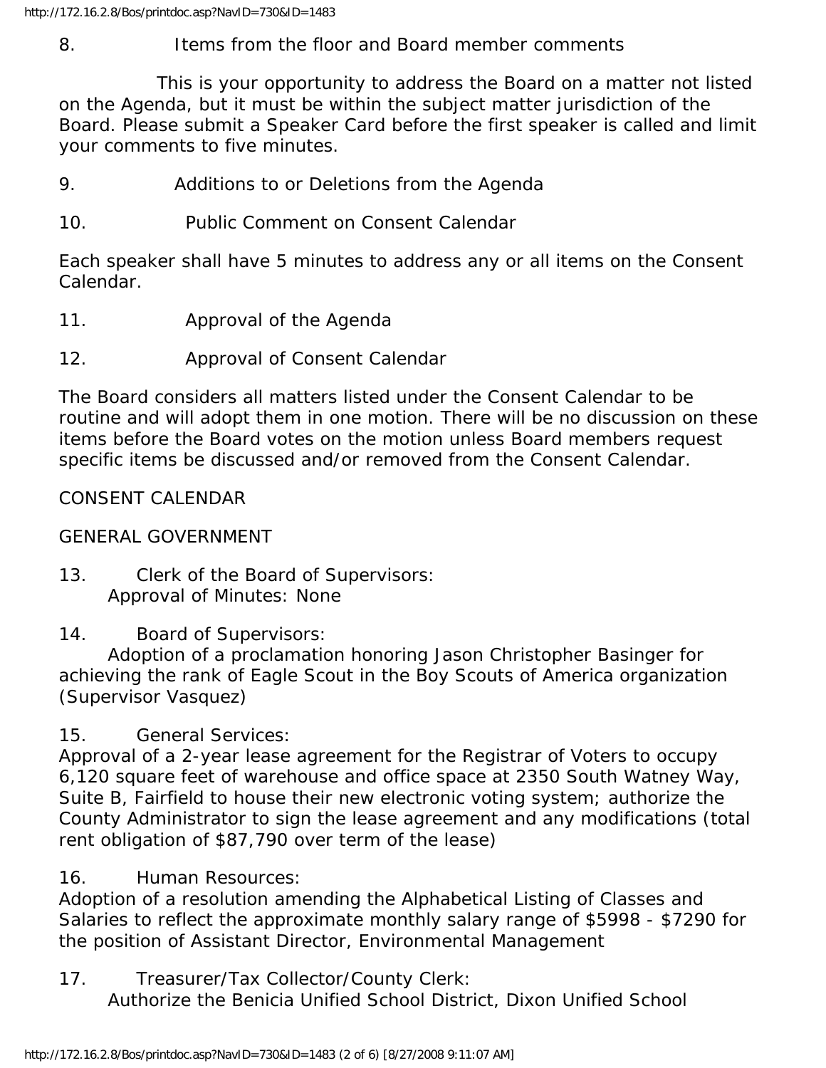8. Items from the floor and Board member comments

This is your opportunity to address the Board on a matter not listed on the Agenda, but it must be within the subject matter jurisdiction of the Board. Please submit a Speaker Card before the first speaker is called and limit your comments to five minutes.

9. Additions to or Deletions from the Agenda

10. Public Comment on Consent Calendar

Each speaker shall have 5 minutes to address any or all items on the Consent Calendar.

11. Approval of the Agenda

12. Approval of Consent Calendar

The Board considers all matters listed under the Consent Calendar to be routine and will adopt them in one motion. There will be no discussion on these items before the Board votes on the motion unless Board members request specific items be discussed and/or removed from the Consent Calendar.

CONSENT CALENDAR

GENERAL GOVERNMENT

13. Clerk of the Board of Supervisors:
Approval of Minutes: None

14. Board of Supervisors:
Adoption of a proclamation honoring Jason Christopher Basinger for achieving the rank of Eagle Scout in the Boy Scouts of America organization (Supervisor Vasquez)

15. General Services:
Approval of a 2-year lease agreement for the Registrar of Voters to occupy 6,120 square feet of warehouse and office space at 2350 South Watney Way, Suite B, Fairfield to house their new electronic voting system; authorize the County Administrator to sign the lease agreement and any modifications (total rent obligation of $87,790 over term of the lease)

16. Human Resources:
Adoption of a resolution amending the Alphabetical Listing of Classes and Salaries to reflect the approximate monthly salary range of $5998 - $7290 for the position of Assistant Director, Environmental Management

17. Treasurer/Tax Collector/County Clerk:
Authorize the Benicia Unified School District, Dixon Unified School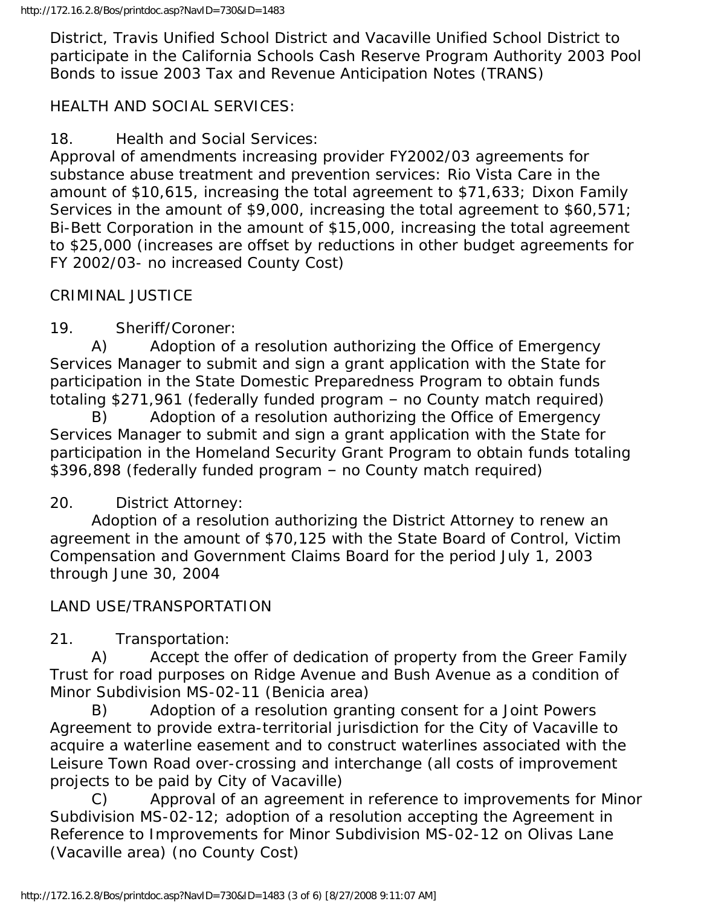District, Travis Unified School District and Vacaville Unified School District to participate in the California Schools Cash Reserve Program Authority 2003 Pool Bonds to issue 2003 Tax and Revenue Anticipation Notes (TRANS)

HEALTH AND SOCIAL SERVICES:

18. Health and Social Services:
Approval of amendments increasing provider FY2002/03 agreements for substance abuse treatment and prevention services: Rio Vista Care in the amount of $10,615, increasing the total agreement to $71,633; Dixon Family Services in the amount of $9,000, increasing the total agreement to $60,571; Bi-Bett Corporation in the amount of $15,000, increasing the total agreement to $25,000 (increases are offset by reductions in other budget agreements for FY 2002/03- no increased County Cost)

CRIMINAL JUSTICE

19. Sheriff/Coroner:

A) Adoption of a resolution authorizing the Office of Emergency Services Manager to submit and sign a grant application with the State for participation in the State Domestic Preparedness Program to obtain funds totaling $271,961 (federally funded program – no County match required)

B) Adoption of a resolution authorizing the Office of Emergency Services Manager to submit and sign a grant application with the State for participation in the Homeland Security Grant Program to obtain funds totaling $396,898 (federally funded program – no County match required)

20. District Attorney:
Adoption of a resolution authorizing the District Attorney to renew an agreement in the amount of $70,125 with the State Board of Control, Victim Compensation and Government Claims Board for the period July 1, 2003 through June 30, 2004

LAND USE/TRANSPORTATION

21. Transportation:

A) Accept the offer of dedication of property from the Greer Family Trust for road purposes on Ridge Avenue and Bush Avenue as a condition of Minor Subdivision MS-02-11 (Benicia area)

B) Adoption of a resolution granting consent for a Joint Powers Agreement to provide extra-territorial jurisdiction for the City of Vacaville to acquire a waterline easement and to construct waterlines associated with the Leisure Town Road over-crossing and interchange (all costs of improvement projects to be paid by City of Vacaville)

C) Approval of an agreement in reference to improvements for Minor Subdivision MS-02-12; adoption of a resolution accepting the Agreement in Reference to Improvements for Minor Subdivision MS-02-12 on Olivas Lane (Vacaville area) (no County Cost)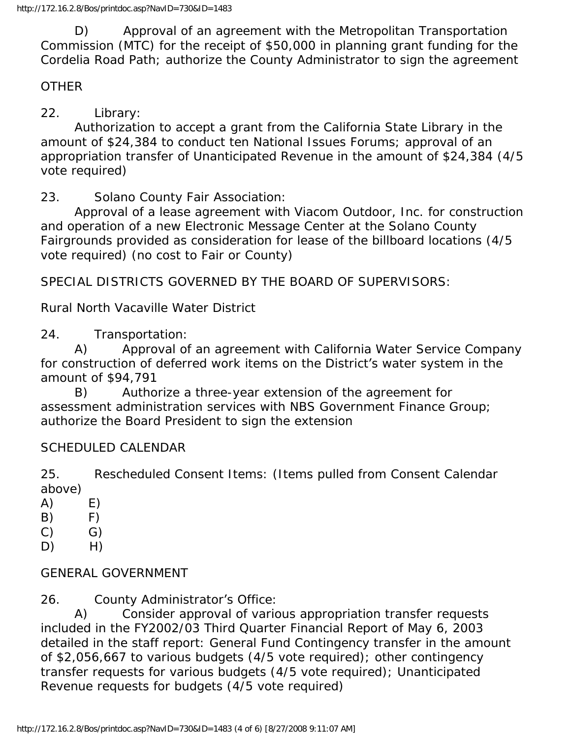D) Approval of an agreement with the Metropolitan Transportation Commission (MTC) for the receipt of $50,000 in planning grant funding for the Cordelia Road Path; authorize the County Administrator to sign the agreement

OTHER

22. Library:
Authorization to accept a grant from the California State Library in the amount of $24,384 to conduct ten National Issues Forums; approval of an appropriation transfer of Unanticipated Revenue in the amount of $24,384 (4/5 vote required)

23. Solano County Fair Association:
Approval of a lease agreement with Viacom Outdoor, Inc. for construction and operation of a new Electronic Message Center at the Solano County Fairgrounds provided as consideration for lease of the billboard locations (4/5 vote required) (no cost to Fair or County)

SPECIAL DISTRICTS GOVERNED BY THE BOARD OF SUPERVISORS:

Rural North Vacaville Water District

24. Transportation:
A) Approval of an agreement with California Water Service Company for construction of deferred work items on the District's water system in the amount of $94,791
B) Authorize a three-year extension of the agreement for assessment administration services with NBS Government Finance Group; authorize the Board President to sign the extension

SCHEDULED CALENDAR

25. Rescheduled Consent Items: (Items pulled from Consent Calendar above)
A) E)
B) F)
C) G)
D) H)

GENERAL GOVERNMENT

26. County Administrator's Office:
A) Consider approval of various appropriation transfer requests included in the FY2002/03 Third Quarter Financial Report of May 6, 2003 detailed in the staff report: General Fund Contingency transfer in the amount of $2,056,667 to various budgets (4/5 vote required); other contingency transfer requests for various budgets (4/5 vote required); Unanticipated Revenue requests for budgets (4/5 vote required)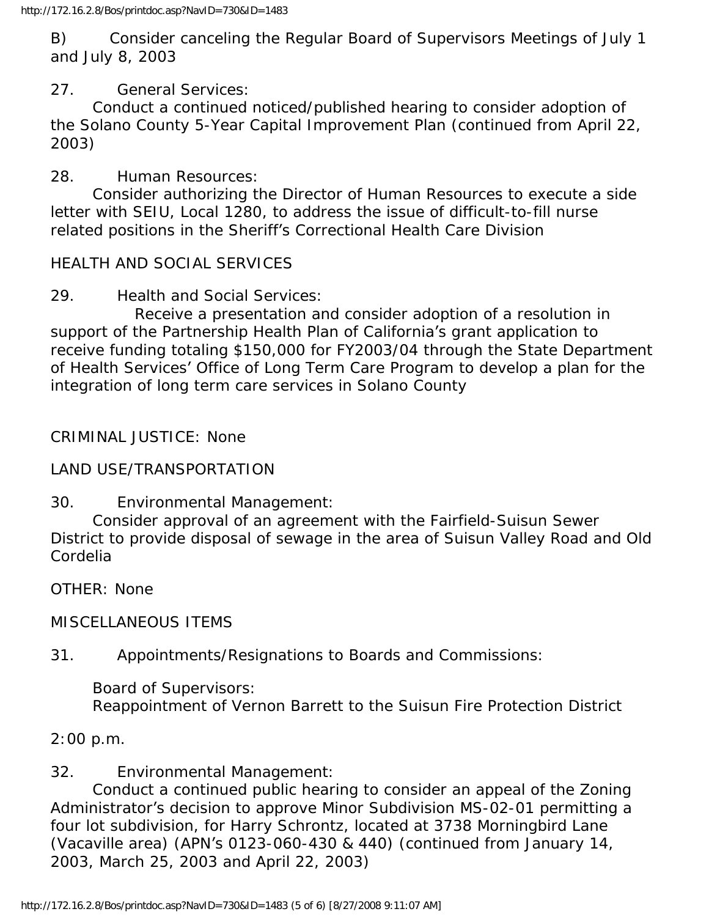B) Consider canceling the Regular Board of Supervisors Meetings of July 1 and July 8, 2003

27. General Services:
Conduct a continued noticed/published hearing to consider adoption of the Solano County 5-Year Capital Improvement Plan (continued from April 22, 2003)

28. Human Resources:
Consider authorizing the Director of Human Resources to execute a side letter with SEIU, Local 1280, to address the issue of difficult-to-fill nurse related positions in the Sheriff's Correctional Health Care Division

HEALTH AND SOCIAL SERVICES

29. Health and Social Services:
Receive a presentation and consider adoption of a resolution in support of the Partnership Health Plan of California's grant application to receive funding totaling $150,000 for FY2003/04 through the State Department of Health Services' Office of Long Term Care Program to develop a plan for the integration of long term care services in Solano County

CRIMINAL JUSTICE: None

LAND USE/TRANSPORTATION

30. Environmental Management:
Consider approval of an agreement with the Fairfield-Suisun Sewer District to provide disposal of sewage in the area of Suisun Valley Road and Old Cordelia

OTHER: None

MISCELLANEOUS ITEMS

31. Appointments/Resignations to Boards and Commissions:

Board of Supervisors:
Reappointment of Vernon Barrett to the Suisun Fire Protection District

2:00 p.m.

32. Environmental Management:
Conduct a continued public hearing to consider an appeal of the Zoning Administrator's decision to approve Minor Subdivision MS-02-01 permitting a four lot subdivision, for Harry Schrontz, located at 3738 Morningbird Lane (Vacaville area) (APN's 0123-060-430 & 440) (continued from January 14, 2003, March 25, 2003 and April 22, 2003)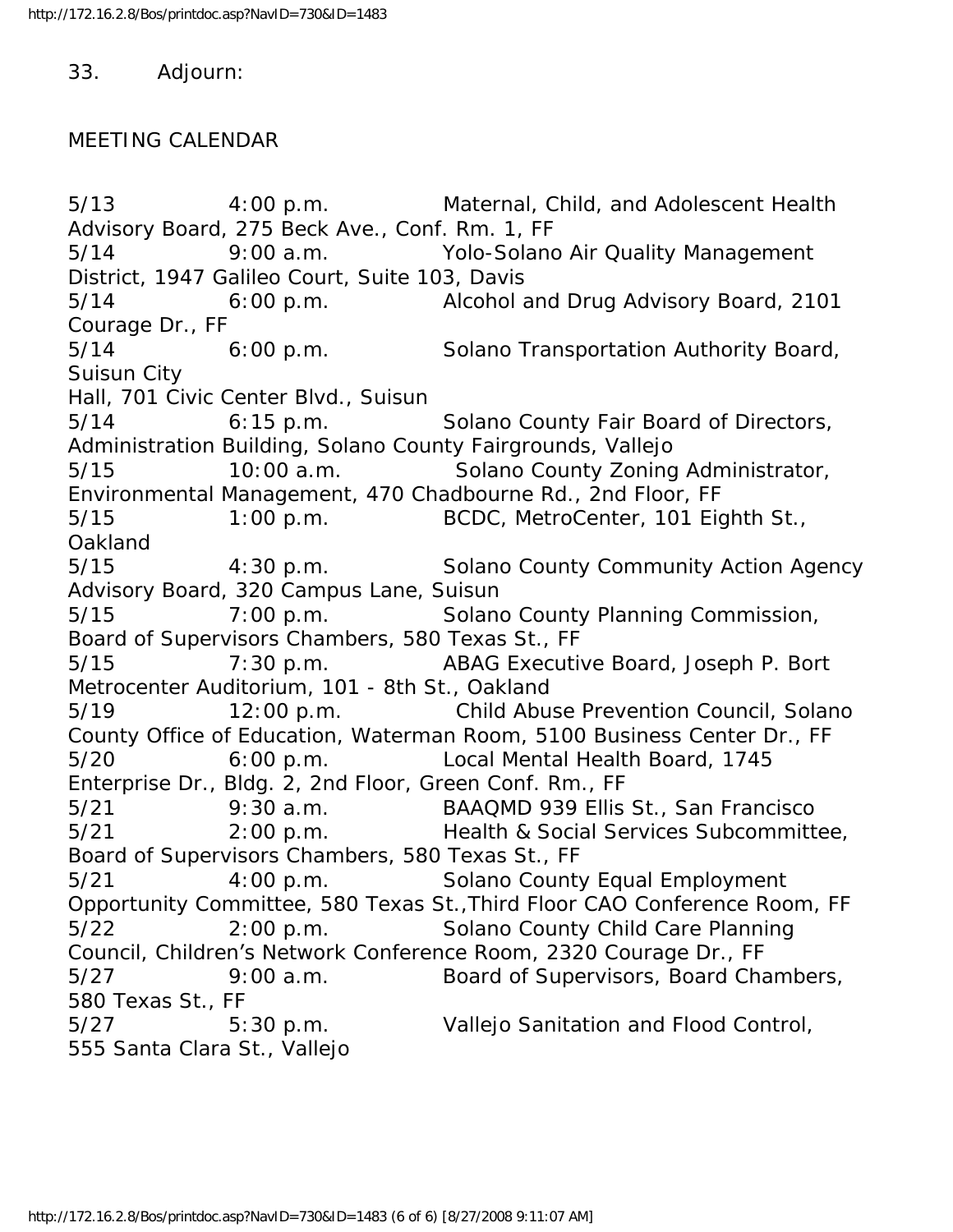33. Adjourn:

MEETING CALENDAR

| | | |
|---|---|---|
| 5/13 | 4:00 p.m. | Maternal, Child, and Adolescent Health Advisory Board, 275 Beck Ave., Conf. Rm. 1, FF |
| 5/14 | 9:00 a.m. | Yolo-Solano Air Quality Management District, 1947 Galileo Court, Suite 103, Davis |
| 5/14 | 6:00 p.m. | Alcohol and Drug Advisory Board, 2101 Courage Dr., FF |
| 5/14 | 6:00 p.m. | Solano Transportation Authority Board, Suisun City Hall, 701 Civic Center Blvd., Suisun |
| 5/14 | 6:15 p.m. | Solano County Fair Board of Directors, Administration Building, Solano County Fairgrounds, Vallejo |
| 5/15 | 10:00 a.m. | Solano County Zoning Administrator, Environmental Management, 470 Chadbourne Rd., 2nd Floor, FF |
| 5/15 | 1:00 p.m. | BCDC, MetroCenter, 101 Eighth St., Oakland |
| 5/15 | 4:30 p.m. | Solano County Community Action Agency Advisory Board, 320 Campus Lane, Suisun |
| 5/15 | 7:00 p.m. | Solano County Planning Commission, Board of Supervisors Chambers, 580 Texas St., FF |
| 5/15 | 7:30 p.m. | ABAG Executive Board, Joseph P. Bort Metrocenter Auditorium, 101 - 8th St., Oakland |
| 5/19 | 12:00 p.m. | Child Abuse Prevention Council, Solano County Office of Education, Waterman Room, 5100 Business Center Dr., FF |
| 5/20 | 6:00 p.m. | Local Mental Health Board, 1745 Enterprise Dr., Bldg. 2, 2nd Floor, Green Conf. Rm., FF |
| 5/21 | 9:30 a.m. | BAAQMD 939 Ellis St., San Francisco |
| 5/21 | 2:00 p.m. | Health & Social Services Subcommittee, Board of Supervisors Chambers, 580 Texas St., FF |
| 5/21 | 4:00 p.m. | Solano County Equal Employment Opportunity Committee, 580 Texas St.,Third Floor CAO Conference Room, FF |
| 5/22 | 2:00 p.m. | Solano County Child Care Planning Council, Children's Network Conference Room, 2320 Courage Dr., FF |
| 5/27 | 9:00 a.m. | Board of Supervisors, Board Chambers, 580 Texas St., FF |
| 5/27 | 5:30 p.m. | Vallejo Sanitation and Flood Control, 555 Santa Clara St., Vallejo |